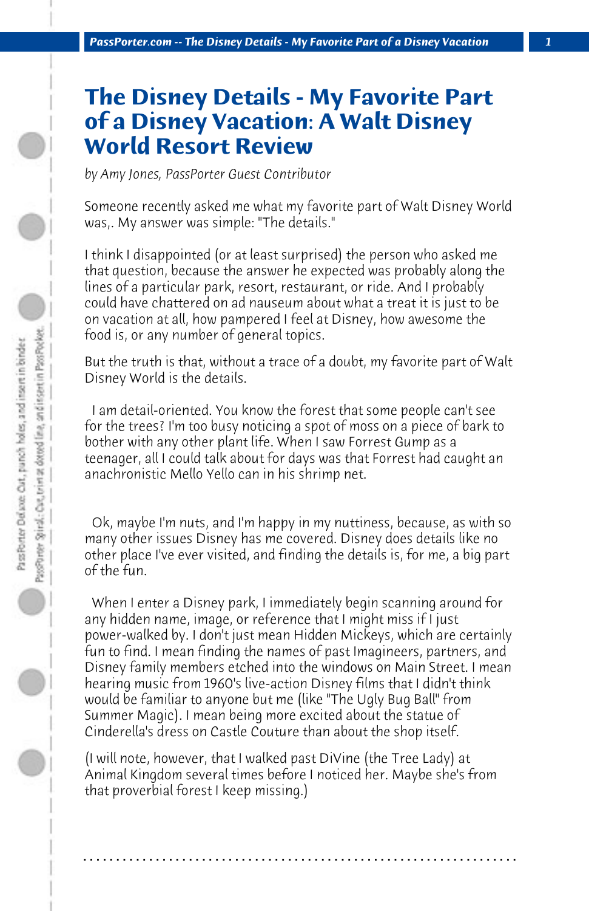# The Disney Details - My Favorite Part of a Disney Vacation: A Walt Disney World Resort Review

*by Amy Jones, PassPorter Guest Contributor*

Someone recently asked me what my favorite part of Walt Disney World was,. My answer was simple: "The details."

I think I disappointed (or at least surprised) the person who asked me that question, because the answer he expected was probably along the lines of a particular park, resort, restaurant, or ride. And I probably could have chattered on ad nauseum about what a treat it is just to be on vacation at all, how pampered I feel at Disney, how awesome the food is, or any number of general topics.

But the truth is that, without a trace of a doubt, my favorite part of Walt Disney World is the details.

I am detail-oriented. You know the forest that some people can't see for the trees? I'm too busy noticing a spot of moss on a piece of bark to bother with any other plant life. When I saw Forrest Gump as a teenager, all I could talk about for days was that Forrest had caught an anachronistic Mello Yello can in his shrimp net.

Ok, maybe I'm nuts, and I'm happy in my nuttiness, because, as with so many other issues Disney has me covered. Disney does details like no other place I've ever visited, and finding the details is, for me, a big part of the fun.

When I enter a Disney park, I immediately begin scanning around for any hidden name, image, or reference that I might miss if I just power-walked by. I don't just mean Hidden Mickeys, which are certainly fun to find. I mean finding the names of past Imagineers, partners, and Disney family members etched into the windows on Main Street. I mean hearing music from 1960's live-action Disney films that I didn't think would be familiar to anyone but me (like "The Ugly Bug Ball" from Summer Magic). I mean being more excited about the statue of Cinderella's dress on Castle Couture than about the shop itself.

(I will note, however, that I walked past DiVine (the Tree Lady) at Animal Kingdom several times before I noticed her. Maybe she's from that proverbial forest I keep missing.)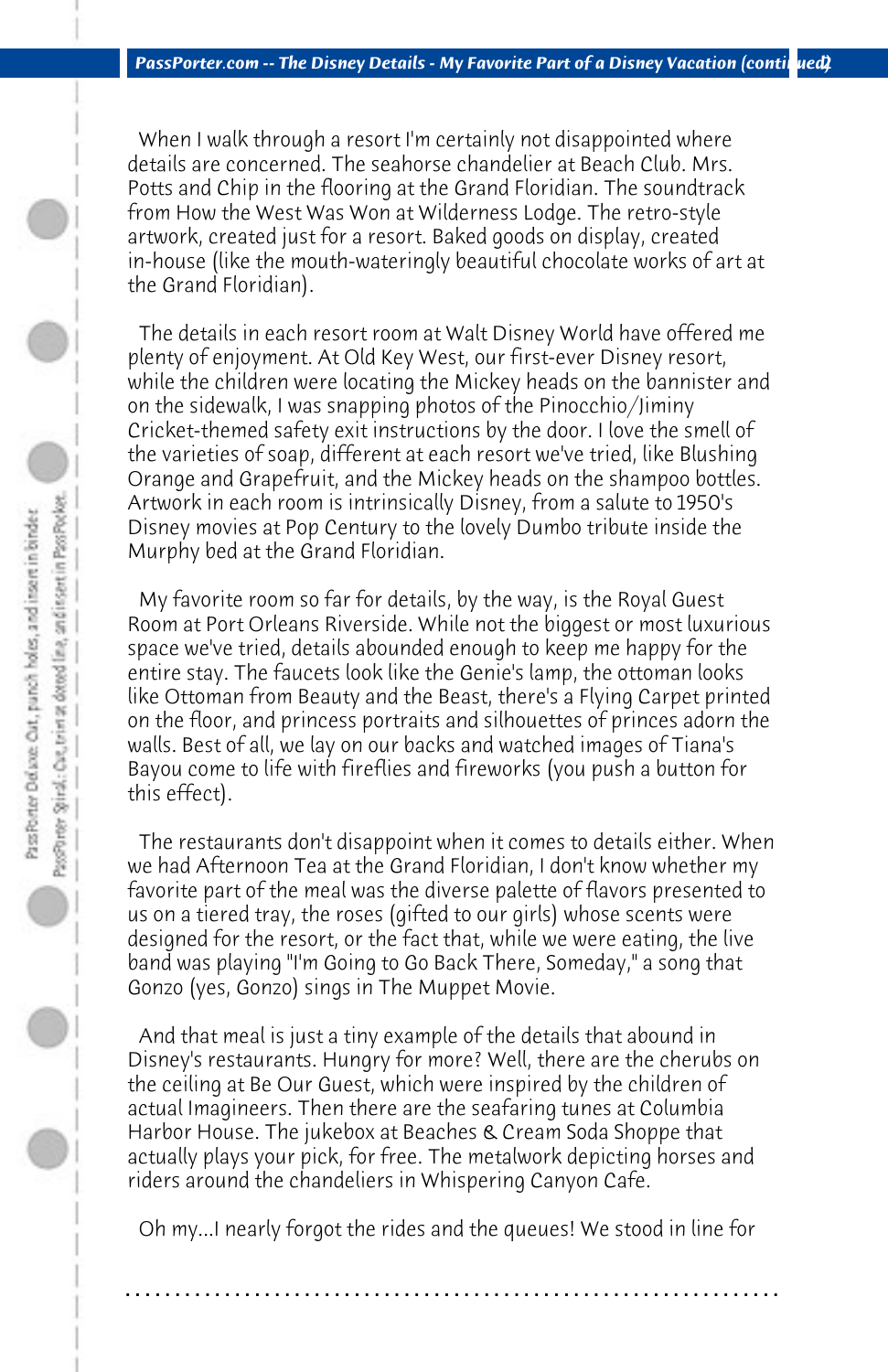When I walk through a resort I'm certainly not disappointed where details are concerned. The seahorse chandelier at Beach Club. Mrs. Potts and Chip in the flooring at the Grand Floridian. The soundtrack from How the West Was Won at Wilderness Lodge. The retro-style artwork, created just for a resort. Baked goods on display, created in-house (like the mouth-wateringly beautiful chocolate works of art at the Grand Floridian).

The details in each resort room at Walt Disney World have offered me plenty of enjoyment. At Old Key West, our first-ever Disney resort, while the children were locating the Mickey heads on the bannister and on the sidewalk, I was snapping photos of the Pinocchio/Jiminy Cricket-themed safety exit instructions by the door. I love the smell of the varieties of soap, different at each resort we've tried, like Blushing Orange and Grapefruit, and the Mickey heads on the shampoo bottles. Artwork in each room is intrinsically Disney, from a salute to 1950's Disney movies at Pop Century to the lovely Dumbo tribute inside the Murphy bed at the Grand Floridian.

My favorite room so far for details, by the way, is the Royal Guest Room at Port Orleans Riverside. While not the biggest or most luxurious space we've tried, details abounded enough to keep me happy for the entire stay. The faucets look like the Genie's lamp, the ottoman looks like Ottoman from Beauty and the Beast, there's a Flying Carpet printed on the floor, and princess portraits and silhouettes of princes adorn the walls. Best of all, we lay on our backs and watched images of Tiana's Bayou come to life with fireflies and fireworks (you push a button for this effect).

The restaurants don't disappoint when it comes to details either. When we had Afternoon Tea at the Grand Floridian, I don't know whether my favorite part of the meal was the diverse palette of flavors presented to us on a tiered tray, the roses (gifted to our girls) whose scents were designed for the resort, or the fact that, while we were eating, the live band was playing "I'm Going to Go Back There, Someday," a song that Gonzo (yes, Gonzo) sings in The Muppet Movie.

And that meal is just a tiny example of the details that abound in Disney's restaurants. Hungry for more? Well, there are the cherubs on the ceiling at Be Our Guest, which were inspired by the children of actual Imagineers. Then there are the seafaring tunes at Columbia Harbor House. The jukebox at Beaches & Cream Soda Shoppe that actually plays your pick, for free. The metalwork depicting horses and riders around the chandeliers in Whispering Canyon Cafe.

Oh my...I nearly forgot the rides and the queues! We stood in line for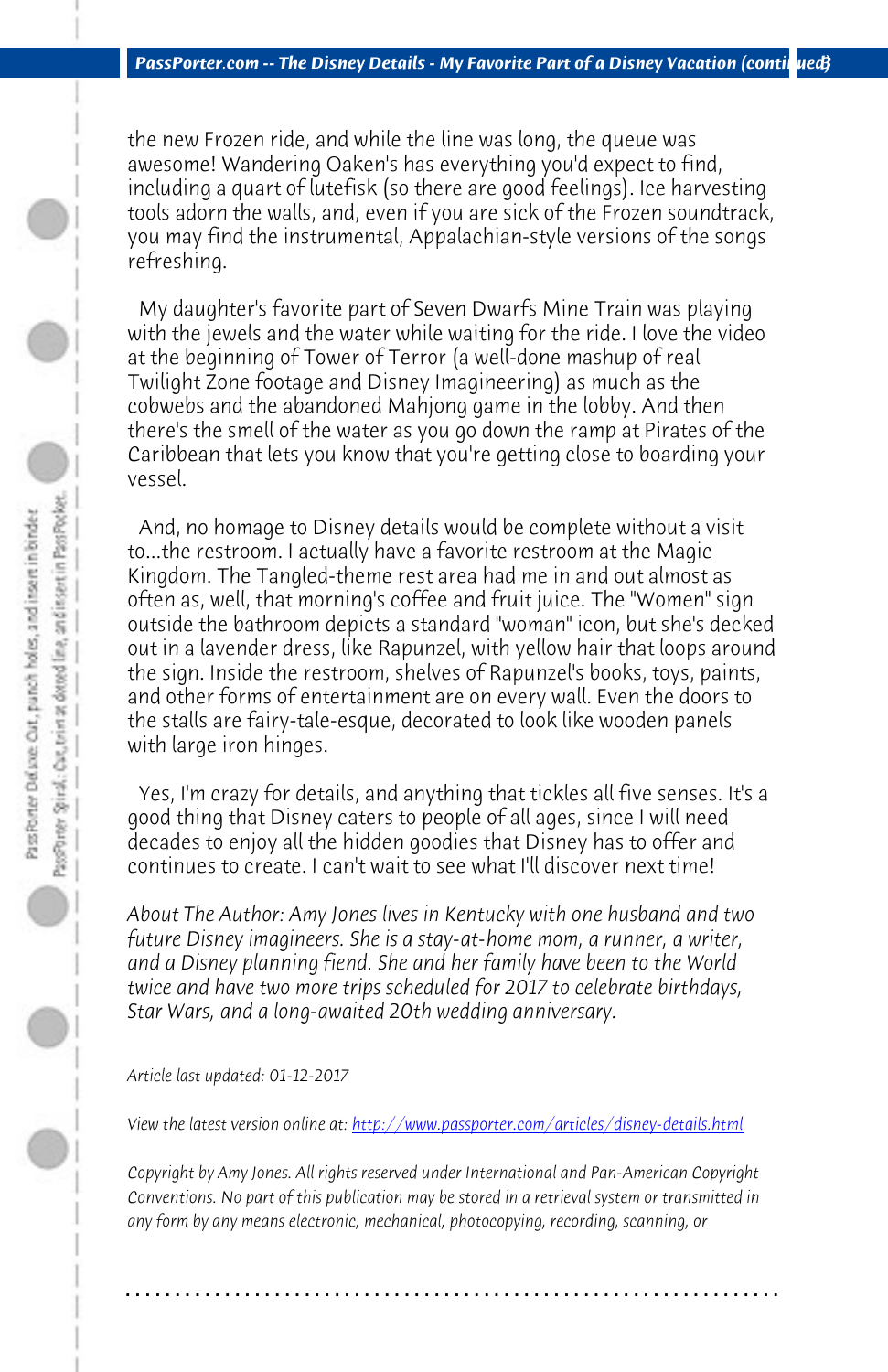the new Frozen ride, and while the line was long, the queue was awesome! Wandering Oaken's has everything you'd expect to find, including a quart of lutefisk (so there are good feelings). Ice harvesting tools adorn the walls, and, even if you are sick of the Frozen soundtrack, you may find the instrumental, Appalachian-style versions of the songs refreshing.

My daughter's favorite part of Seven Dwarfs Mine Train was playing with the jewels and the water while waiting for the ride. I love the video at the beginning of Tower of Terror (a well-done mashup of real Twilight Zone footage and Disney Imagineering) as much as the cobwebs and the abandoned Mahjong game in the lobby. And then there's the smell of the water as you go down the ramp at Pirates of the Caribbean that lets you know that you're getting close to boarding your vessel.

And, no homage to Disney details would be complete without a visit to...the restroom. I actually have a favorite restroom at the Magic Kingdom. The Tangled-theme rest area had me in and out almost as often as, well, that morning's coffee and fruit juice. The "Women" sign outside the bathroom depicts a standard "woman" icon, but she's decked out in a lavender dress, like Rapunzel, with yellow hair that loops around the sign. Inside the restroom, shelves of Rapunzel's books, toys, paints, and other forms of entertainment are on every wall. Even the doors to the stalls are fairy-tale-esque, decorated to look like wooden panels with large iron hinges.

Yes, I'm crazy for details, and anything that tickles all five senses. It's a good thing that Disney caters to people of all ages, since I will need decades to enjoy all the hidden goodies that Disney has to offer and continues to create. I can't wait to see what I'll discover next time!

*About The Author: Amy Jones lives in Kentucky with one husband and two future Disney imagineers. She is a stay-at-home mom, a runner, a writer, and a Disney planning fiend. She and her family have been to the World twice and have two more trips scheduled for 2017 to celebrate birthdays, Star Wars, and a long-awaited 20th wedding anniversary.*

*Article last updated: 01-12-2017*

*View the latest version online at: http://www.passporter.com/articles/disney-details.html*

*Copyright by Amy Jones. All rights reserved under International and Pan-American Copyright Conventions. No part of this publication may be stored in a retrieval system or transmitted in any form by any means electronic, mechanical, photocopying, recording, scanning, or*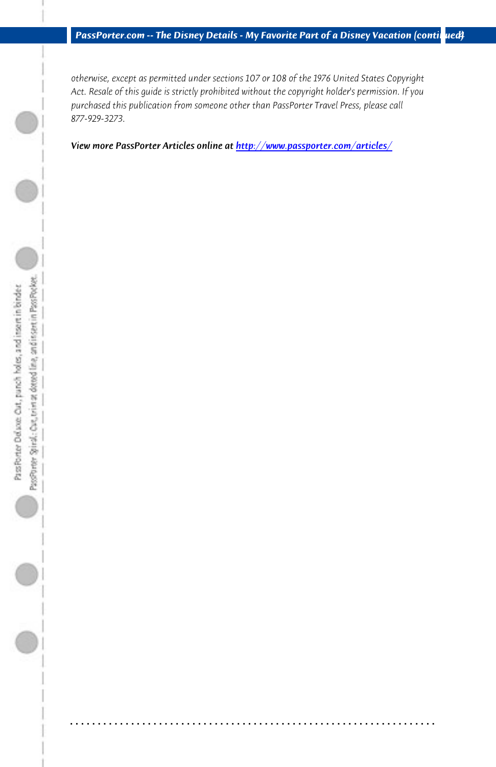*otherwise, except as permitted under sections 107 or 108 of the 1976 United States Copyright Act. Resale of this guide is strictly prohibited without the copyright holder's permission. If you purchased this publication from someone other than PassPorter Travel Press, please call 877-929-3273.*

***View more PassPorter Articles online at http://www.passporter.com/articles/***